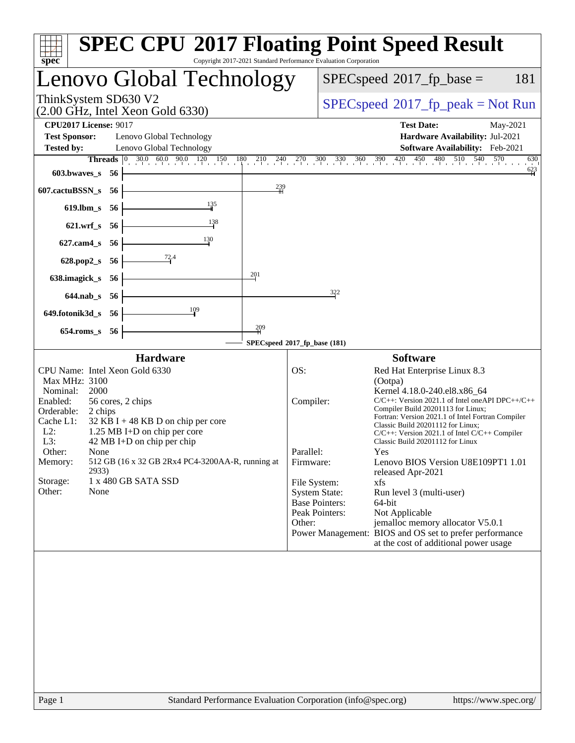# SPEC CPU 2017 Floating Point Speed Result

Copyright 2017-2021 Standard Performance Evaluation Corporation

## Lenovo Global Technology

ThinkSystem SD630 V2
(2.00 GHz, Intel Xeon Gold 6330)

SPECspeed 2017_fp_base = 181

SPECspeed 2017_fp_peak = Not Run

**CPU2017 License:** 9017
**Test Sponsor:** Lenovo Global Technology
**Tested by:** Lenovo Global Technology

**Test Date:** May-2021
**Hardware Availability:** Jul-2021
**Software Availability:** Feb-2021

| Benchmark | Threads | SPECspeed 2017_fp_base |
|---|---|---|
| 603.bwaves_s | 56 | 623 |
| 607.cactuBSSN_s | 56 | 239 |
| 619.lbm_s | 56 | 135 |
| 621.wrf_s | 56 | 138 |
| 627.cam4_s | 56 | 130 |
| 628.pop2_s | 56 | 72.4 |
| 638.imagick_s | 56 | 201 |
| 644.nab_s | 56 | 322 |
| 649.fotonik3d_s | 56 | 109 |
| 654.roms_s | 56 | 209 |

SPECspeed 2017_fp_base (181)

### Hardware

| | |
|---|---|
| CPU Name: | Intel Xeon Gold 6330 |
| Max MHz: | 3100 |
| Nominal: | 2000 |
| Enabled: | 56 cores, 2 chips |
| Orderable: | 2 chips |
| Cache L1: | 32 KB I + 48 KB D on chip per core |
| L2: | 1.25 MB I+D on chip per core |
| L3: | 42 MB I+D on chip per chip |
| Other: | None |
| Memory: | 512 GB (16 x 32 GB 2Rx4 PC4-3200AA-R, running at 2933) |
| Storage: | 1 x 480 GB SATA SSD |
| Other: | None |

### Software

| | |
|---|---|
| OS: | Red Hat Enterprise Linux 8.3 (Ootpa) Kernel 4.18.0-240.el8.x86_64 |
| Compiler: | C/C++: Version 2021.1 of Intel oneAPI DPC++/C++ Compiler Build 20201113 for Linux; Fortran: Version 2021.1 of Intel Fortran Compiler Classic Build 20201112 for Linux; C/C++: Version 2021.1 of Intel C/C++ Compiler Classic Build 20201112 for Linux |
| Parallel: | Yes |
| Firmware: | Lenovo BIOS Version U8E109PT1 1.01 released Apr-2021 |
| File System: | xfs |
| System State: | Run level 3 (multi-user) |
| Base Pointers: | 64-bit |
| Peak Pointers: | Not Applicable |
| Other: | jemalloc memory allocator V5.0.1 |
| Power Management: | BIOS and OS set to prefer performance at the cost of additional power usage |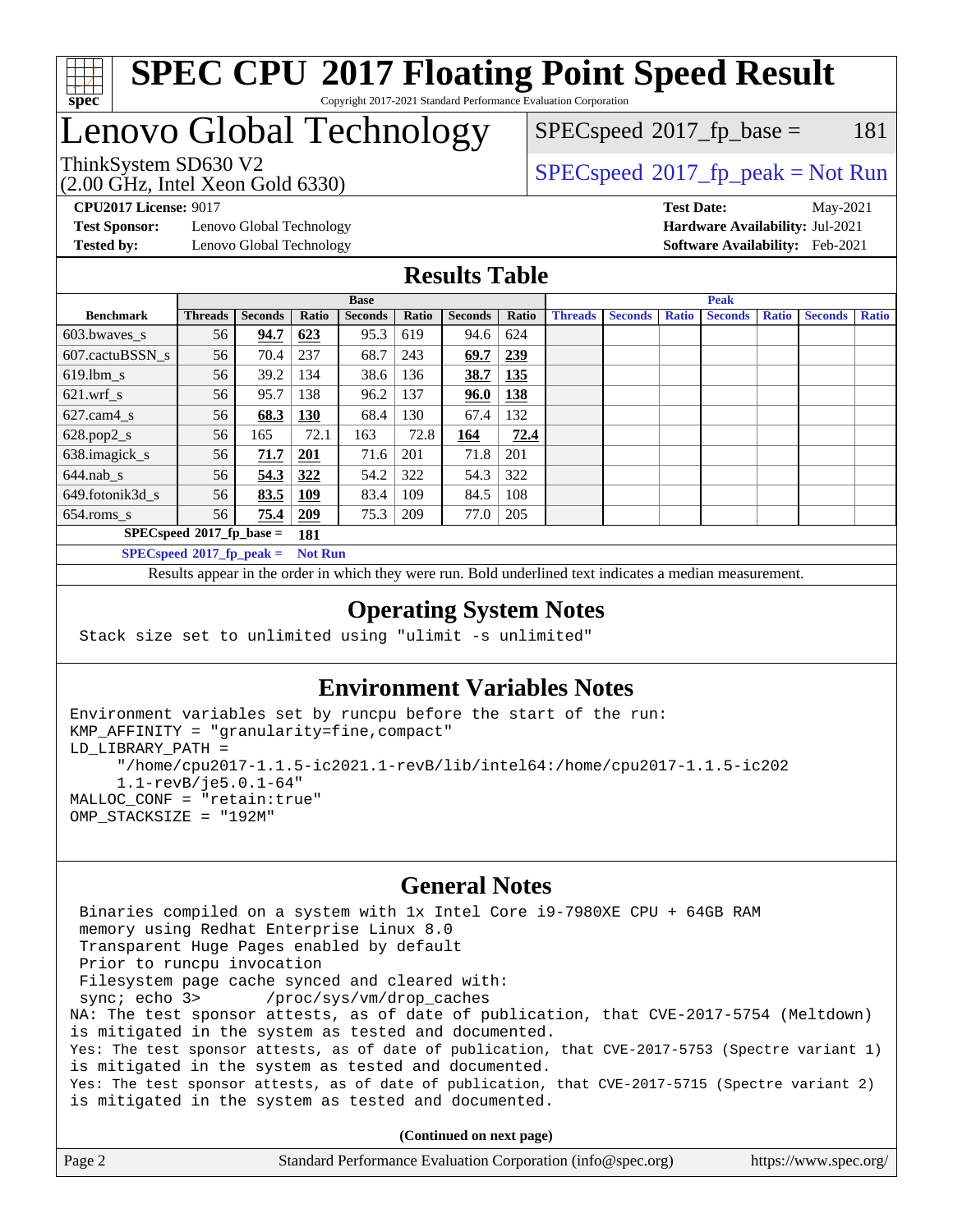# SPEC CPU 2017 Floating Point Speed Result

Copyright 2017-2021 Standard Performance Evaluation Corporation

## Lenovo Global Technology

ThinkSystem SD630 V2
(2.00 GHz, Intel Xeon Gold 6330)

SPECspeed 2017_fp_base = 181

SPECspeed 2017_fp_peak = Not Run

**CPU2017 License:** 9017
**Test Sponsor:** Lenovo Global Technology
**Tested by:** Lenovo Global Technology

**Test Date:** May-2021
**Hardware Availability:** Jul-2021
**Software Availability:** Feb-2021

## Results Table

| | Base | | | | | | | Peak | | | | | | |
|---|---|---|---|---|---|---|---|---|---|---|---|---|---|---|
| **Benchmark** | **Threads** | **Seconds** | **Ratio** | **Seconds** | **Ratio** | **Seconds** | **Ratio** | **Threads** | **Seconds** | **Ratio** | **Seconds** | **Ratio** | **Seconds** | **Ratio** |
| 603.bwaves_s | 56 | **94.7** | **623** | 95.3 | 619 | 94.6 | 624 | | | | | | | |
| 607.cactuBSSN_s | 56 | 70.4 | 237 | 68.7 | 243 | **69.7** | **239** | | | | | | | |
| 619.lbm_s | 56 | 39.2 | 134 | 38.6 | 136 | **38.7** | **135** | | | | | | | |
| 621.wrf_s | 56 | 95.7 | 138 | 96.2 | 137 | **96.0** | **138** | | | | | | | |
| 627.cam4_s | 56 | **68.3** | **130** | 68.4 | 130 | 67.4 | 132 | | | | | | | |
| 628.pop2_s | 56 | 165 | 72.1 | 163 | 72.8 | **164** | **72.4** | | | | | | | |
| 638.imagick_s | 56 | **71.7** | **201** | 71.6 | 201 | 71.8 | 201 | | | | | | | |
| 644.nab_s | 56 | **54.3** | **322** | 54.2 | 322 | 54.3 | 322 | | | | | | | |
| 649.fotonik3d_s | 56 | **83.5** | **109** | 83.4 | 109 | 84.5 | 108 | | | | | | | |
| 654.roms_s | 56 | **75.4** | **209** | 75.3 | 209 | 77.0 | 205 | | | | | | | |

**SPECspeed 2017_fp_base = 181**

**SPECspeed 2017_fp_peak = Not Run**

Results appear in the order in which they were run. Bold underlined text indicates a median measurement.

## Operating System Notes

```
Stack size set to unlimited using "ulimit -s unlimited"
```

## Environment Variables Notes

```
Environment variables set by runcpu before the start of the run:
KMP_AFFINITY = "granularity=fine,compact"
LD_LIBRARY_PATH =
     "/home/cpu2017-1.1.5-ic2021.1-revB/lib/intel64:/home/cpu2017-1.1.5-ic202
     1.1-revB/je5.0.1-64"
MALLOC_CONF = "retain:true"
OMP_STACKSIZE = "192M"
```

## General Notes

```
 Binaries compiled on a system with 1x Intel Core i9-7980XE CPU + 64GB RAM
 memory using Redhat Enterprise Linux 8.0
 Transparent Huge Pages enabled by default
 Prior to runcpu invocation
 Filesystem page cache synced and cleared with:
 sync; echo 3>       /proc/sys/vm/drop_caches
NA: The test sponsor attests, as of date of publication, that CVE-2017-5754 (Meltdown)
is mitigated in the system as tested and documented.
Yes: The test sponsor attests, as of date of publication, that CVE-2017-5753 (Spectre variant 1)
is mitigated in the system as tested and documented.
Yes: The test sponsor attests, as of date of publication, that CVE-2017-5715 (Spectre variant 2)
is mitigated in the system as tested and documented.
```

**(Continued on next page)**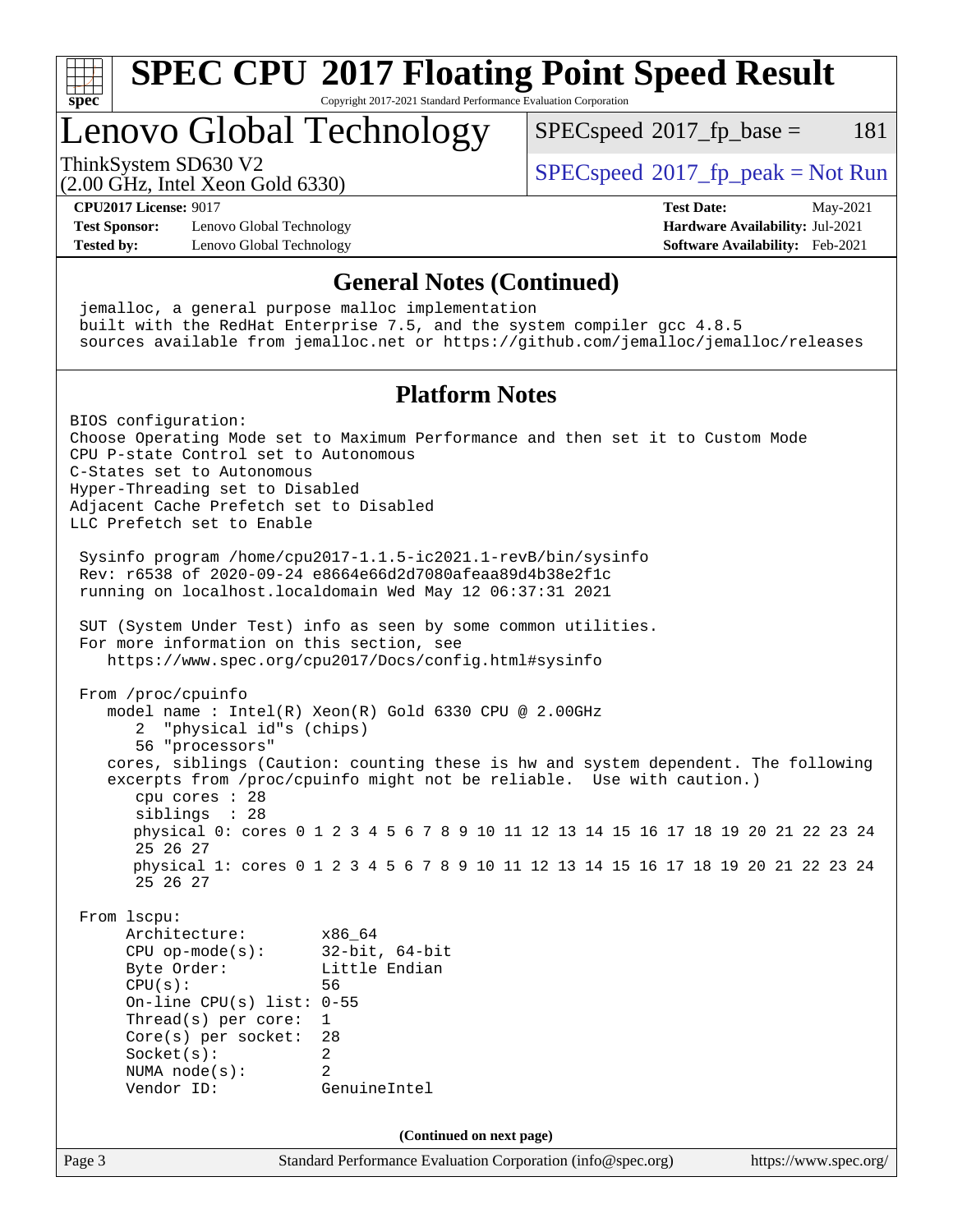# SPEC CPU 2017 Floating Point Speed Result

Copyright 2017-2021 Standard Performance Evaluation Corporation

## Lenovo Global Technology

ThinkSystem SD630 V2
(2.00 GHz, Intel Xeon Gold 6330)

SPECspeed 2017_fp_base = 181

SPECspeed 2017_fp_peak = Not Run

**CPU2017 License:** 9017
**Test Sponsor:** Lenovo Global Technology
**Tested by:** Lenovo Global Technology
**Test Date:** May-2021
**Hardware Availability:** Jul-2021
**Software Availability:** Feb-2021

### General Notes (Continued)

```
jemalloc, a general purpose malloc implementation
built with the RedHat Enterprise 7.5, and the system compiler gcc 4.8.5
sources available from jemalloc.net or https://github.com/jemalloc/jemalloc/releases
```

### Platform Notes

```
BIOS configuration:
Choose Operating Mode set to Maximum Performance and then set it to Custom Mode
CPU P-state Control set to Autonomous
C-States set to Autonomous
Hyper-Threading set to Disabled
Adjacent Cache Prefetch set to Disabled
LLC Prefetch set to Enable

 Sysinfo program /home/cpu2017-1.1.5-ic2021.1-revB/bin/sysinfo
 Rev: r6538 of 2020-09-24 e8664e66d2d7080afeaa89d4b38e2f1c
 running on localhost.localdomain Wed May 12 06:37:31 2021

 SUT (System Under Test) info as seen by some common utilities.
 For more information on this section, see
    https://www.spec.org/cpu2017/Docs/config.html#sysinfo

 From /proc/cpuinfo
    model name : Intel(R) Xeon(R) Gold 6330 CPU @ 2.00GHz
       2  "physical id"s (chips)
       56 "processors"
    cores, siblings (Caution: counting these is hw and system dependent. The following
    excerpts from /proc/cpuinfo might not be reliable.  Use with caution.)
       cpu cores : 28
       siblings  : 28
       physical 0: cores 0 1 2 3 4 5 6 7 8 9 10 11 12 13 14 15 16 17 18 19 20 21 22 23 24
       25 26 27
       physical 1: cores 0 1 2 3 4 5 6 7 8 9 10 11 12 13 14 15 16 17 18 19 20 21 22 23 24
       25 26 27

 From lscpu:
      Architecture:          x86_64
      CPU op-mode(s):        32-bit, 64-bit
      Byte Order:            Little Endian
      CPU(s):                56
      On-line CPU(s) list:   0-55
      Thread(s) per core:    1
      Core(s) per socket:    28
      Socket(s):             2
      NUMA node(s):          2
      Vendor ID:             GenuineIntel
```

(Continued on next page)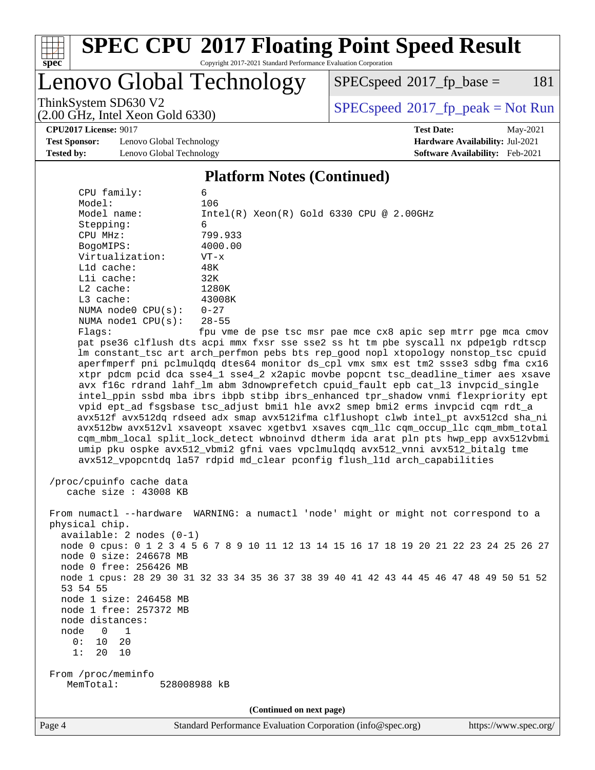# SPEC CPU 2017 Floating Point Speed Result

Copyright 2017-2021 Standard Performance Evaluation Corporation

## Lenovo Global Technology

ThinkSystem SD630 V2
(2.00 GHz, Intel Xeon Gold 6330)

SPECspeed 2017_fp_base = 181

SPECspeed 2017_fp_peak = Not Run

**CPU2017 License:** 9017
**Test Sponsor:** Lenovo Global Technology
**Tested by:** Lenovo Global Technology

**Test Date:** May-2021
**Hardware Availability:** Jul-2021
**Software Availability:** Feb-2021

### Platform Notes (Continued)

```
     CPU family:          6
     Model:               106
     Model name:          Intel(R) Xeon(R) Gold 6330 CPU @ 2.00GHz
     Stepping:            6
     CPU MHz:             799.933
     BogoMIPS:            4000.00
     Virtualization:      VT-x
     L1d cache:           48K
     L1i cache:           32K
     L2 cache:            1280K
     L3 cache:            43008K
     NUMA node0 CPU(s):   0-27
     NUMA node1 CPU(s):   28-55
     Flags:               fpu vme de pse tsc msr pae mce cx8 apic sep mtrr pge mca cmov
     pat pse36 clflush dts acpi mmx fxsr sse sse2 ss ht tm pbe syscall nx pdpe1gb rdtscp
     lm constant_tsc art arch_perfmon pebs bts rep_good nopl xtopology nonstop_tsc cpuid
     aperfmperf pni pclmulqdq dtes64 monitor ds_cpl vmx smx est tm2 ssse3 sdbg fma cx16
     xtpr pdcm pcid dca sse4_1 sse4_2 x2apic movbe popcnt tsc_deadline_timer aes xsave
     avx f16c rdrand lahf_lm abm 3dnowprefetch cpuid_fault epb cat_l3 invpcid_single
     intel_ppin ssbd mba ibrs ibpb stibp ibrs_enhanced tpr_shadow vnmi flexpriority ept
     vpid ept_ad fsgsbase tsc_adjust bmi1 hle avx2 smep bmi2 erms invpcid cqm rdt_a
     avx512f avx512dq rdseed adx smap avx512ifma clflushopt clwb intel_pt avx512cd sha_ni
     avx512bw avx512vl xsaveopt xsavec xgetbv1 xsaves cqm_llc cqm_occup_llc cqm_mbm_total
     cqm_mbm_local split_lock_detect wbnoinvd dtherm ida arat pln pts hwp_epp avx512vbmi
     umip pku ospke avx512_vbmi2 gfni vaes vpclmulqdq avx512_vnni avx512_bitalg tme
     avx512_vpopcntdq la57 rdpid md_clear pconfig flush_l1d arch_capabilities

 /proc/cpuinfo cache data
    cache size : 43008 KB

 From numactl --hardware  WARNING: a numactl 'node' might or might not correspond to a
 physical chip.
   available: 2 nodes (0-1)
   node 0 cpus: 0 1 2 3 4 5 6 7 8 9 10 11 12 13 14 15 16 17 18 19 20 21 22 23 24 25 26 27
   node 0 size: 246678 MB
   node 0 free: 256426 MB
   node 1 cpus: 28 29 30 31 32 33 34 35 36 37 38 39 40 41 42 43 44 45 46 47 48 49 50 51 52
   53 54 55
   node 1 size: 246458 MB
   node 1 free: 257372 MB
   node distances:
   node   0   1
     0:  10  20
     1:  20  10

 From /proc/meminfo
    MemTotal:       528008988 kB
```

(Continued on next page)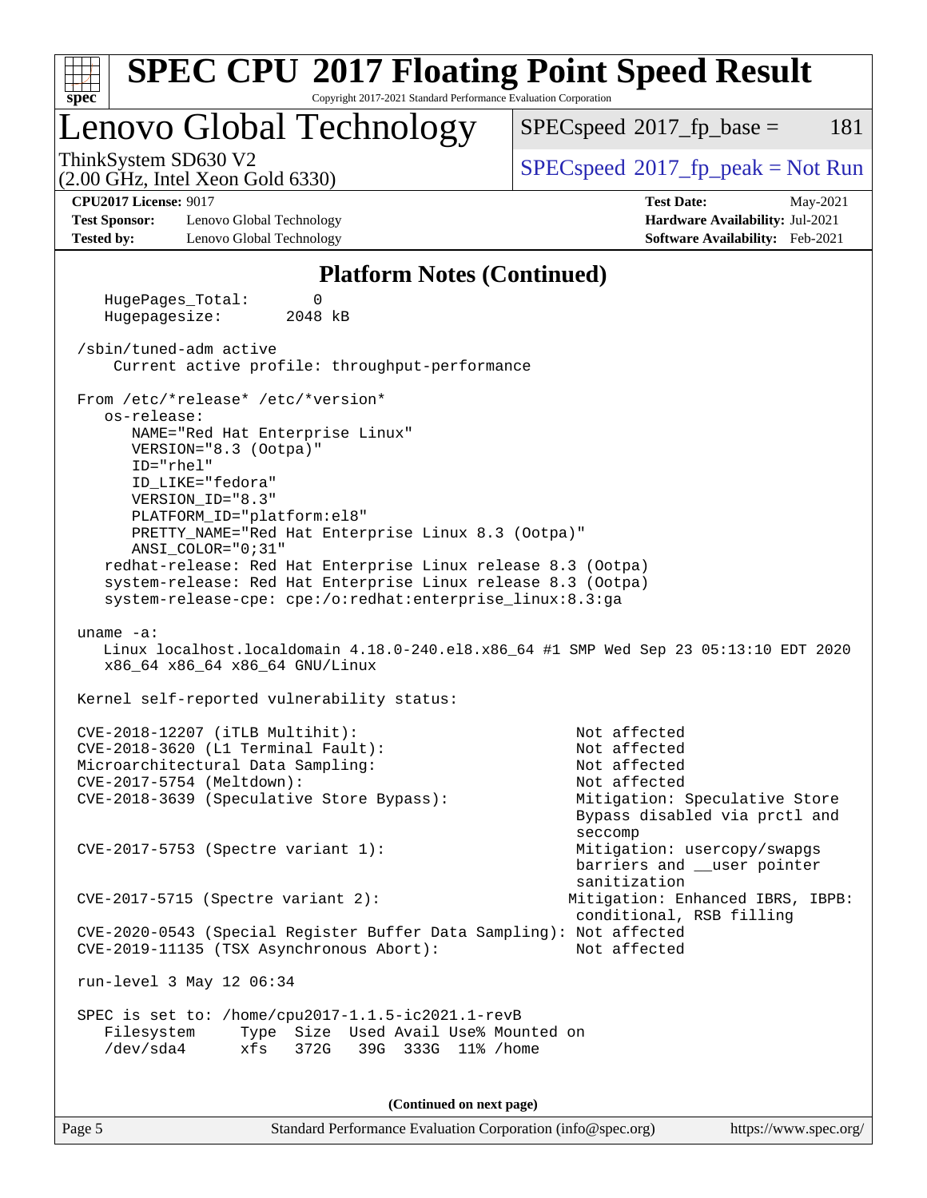## Platform Notes (Continued)

```
    HugePages_Total:       0
    Hugepagesize:       2048 kB

 /sbin/tuned-adm active
     Current active profile: throughput-performance

 From /etc/*release* /etc/*version*
    os-release:
       NAME="Red Hat Enterprise Linux"
       VERSION="8.3 (Ootpa)"
       ID="rhel"
       ID_LIKE="fedora"
       VERSION_ID="8.3"
       PLATFORM_ID="platform:el8"
       PRETTY_NAME="Red Hat Enterprise Linux 8.3 (Ootpa)"
       ANSI_COLOR="0;31"
    redhat-release: Red Hat Enterprise Linux release 8.3 (Ootpa)
    system-release: Red Hat Enterprise Linux release 8.3 (Ootpa)
    system-release-cpe: cpe:/o:redhat:enterprise_linux:8.3:ga

 uname -a:
    Linux localhost.localdomain 4.18.0-240.el8.x86_64 #1 SMP Wed Sep 23 05:13:10 EDT 2020
    x86_64 x86_64 x86_64 GNU/Linux

 Kernel self-reported vulnerability status:

 CVE-2018-12207 (iTLB Multihit):                          Not affected
 CVE-2018-3620 (L1 Terminal Fault):                       Not affected
 Microarchitectural Data Sampling:                        Not affected
 CVE-2017-5754 (Meltdown):                                Not affected
 CVE-2018-3639 (Speculative Store Bypass):                Mitigation: Speculative Store
                                                          Bypass disabled via prctl and
                                                          seccomp
 CVE-2017-5753 (Spectre variant 1):                       Mitigation: usercopy/swapgs
                                                          barriers and __user pointer
                                                          sanitization
 CVE-2017-5715 (Spectre variant 2):                      Mitigation: Enhanced IBRS, IBPB:
                                                          conditional, RSB filling
 CVE-2020-0543 (Special Register Buffer Data Sampling): Not affected
 CVE-2019-11135 (TSX Asynchronous Abort):                 Not affected

 run-level 3 May 12 06:34

 SPEC is set to: /home/cpu2017-1.1.5-ic2021.1-revB
    Filesystem     Type  Size  Used Avail Use% Mounted on
    /dev/sda4      xfs   372G   39G  333G  11% /home
```

**(Continued on next page)**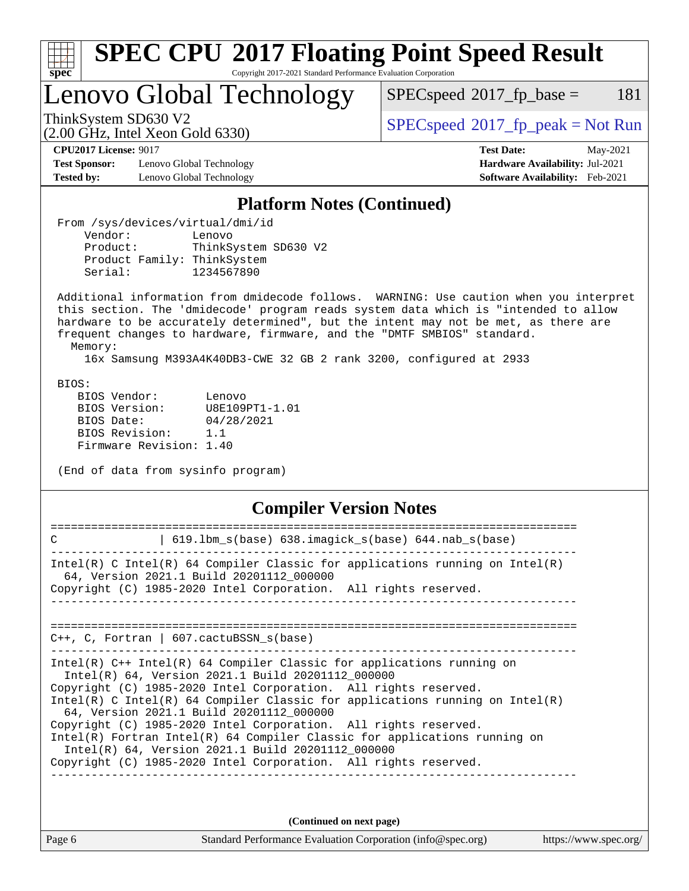## Platform Notes (Continued)

```
From /sys/devices/virtual/dmi/id
    Vendor:         Lenovo
    Product:        ThinkSystem SD630 V2
    Product Family: ThinkSystem
    Serial:         1234567890

Additional information from dmidecode follows.  WARNING: Use caution when you interpret
this section. The 'dmidecode' program reads system data which is "intended to allow
hardware to be accurately determined", but the intent may not be met, as there are
frequent changes to hardware, firmware, and the "DMTF SMBIOS" standard.
  Memory:
    16x Samsung M393A4K40DB3-CWE 32 GB 2 rank 3200, configured at 2933

BIOS:
   BIOS Vendor:       Lenovo
   BIOS Version:      U8E109PT1-1.01
   BIOS Date:         04/28/2021
   BIOS Revision:     1.1
   Firmware Revision: 1.40

(End of data from sysinfo program)
```

## Compiler Version Notes

```
==============================================================================
C               | 619.lbm_s(base) 638.imagick_s(base) 644.nab_s(base)
------------------------------------------------------------------------------
Intel(R) C Intel(R) 64 Compiler Classic for applications running on Intel(R)
  64, Version 2021.1 Build 20201112_000000
Copyright (C) 1985-2020 Intel Corporation.  All rights reserved.
------------------------------------------------------------------------------

==============================================================================
C++, C, Fortran | 607.cactuBSSN_s(base)
------------------------------------------------------------------------------
Intel(R) C++ Intel(R) 64 Compiler Classic for applications running on
  Intel(R) 64, Version 2021.1 Build 20201112_000000
Copyright (C) 1985-2020 Intel Corporation.  All rights reserved.
Intel(R) C Intel(R) 64 Compiler Classic for applications running on Intel(R)
  64, Version 2021.1 Build 20201112_000000
Copyright (C) 1985-2020 Intel Corporation.  All rights reserved.
Intel(R) Fortran Intel(R) 64 Compiler Classic for applications running on
  Intel(R) 64, Version 2021.1 Build 20201112_000000
Copyright (C) 1985-2020 Intel Corporation.  All rights reserved.
------------------------------------------------------------------------------
```

(Continued on next page)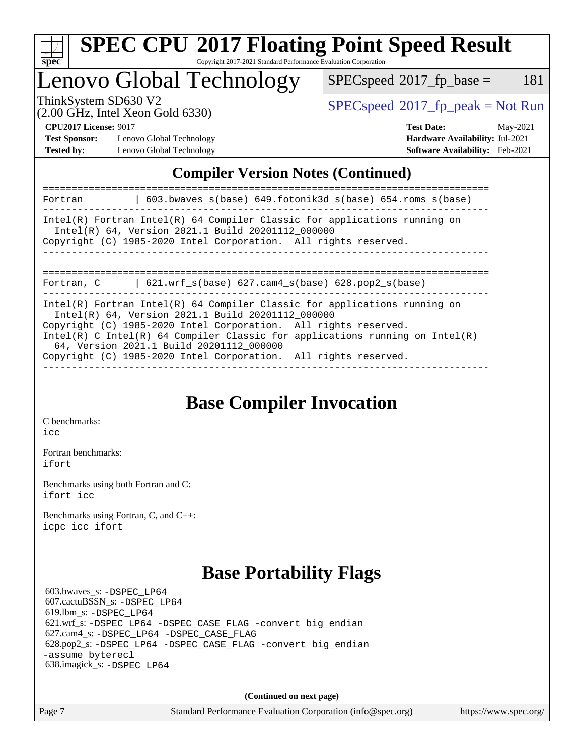## Compiler Version Notes (Continued)

```
==============================================================================
Fortran         | 603.bwaves_s(base) 649.fotonik3d_s(base) 654.roms_s(base)
------------------------------------------------------------------------------
Intel(R) Fortran Intel(R) 64 Compiler Classic for applications running on
  Intel(R) 64, Version 2021.1 Build 20201112_000000
Copyright (C) 1985-2020 Intel Corporation.  All rights reserved.
------------------------------------------------------------------------------

==============================================================================
Fortran, C      | 621.wrf_s(base) 627.cam4_s(base) 628.pop2_s(base)
------------------------------------------------------------------------------
Intel(R) Fortran Intel(R) 64 Compiler Classic for applications running on
  Intel(R) 64, Version 2021.1 Build 20201112_000000
Copyright (C) 1985-2020 Intel Corporation.  All rights reserved.
Intel(R) C Intel(R) 64 Compiler Classic for applications running on Intel(R)
  64, Version 2021.1 Build 20201112_000000
Copyright (C) 1985-2020 Intel Corporation.  All rights reserved.
------------------------------------------------------------------------------
```

## Base Compiler Invocation

C benchmarks:
icc

Fortran benchmarks:
ifort

Benchmarks using both Fortran and C:
ifort icc

Benchmarks using Fortran, C, and C++:
icpc icc ifort

## Base Portability Flags

603.bwaves_s: -DSPEC_LP64
607.cactuBSSN_s: -DSPEC_LP64
619.lbm_s: -DSPEC_LP64
621.wrf_s: -DSPEC_LP64 -DSPEC_CASE_FLAG -convert big_endian
627.cam4_s: -DSPEC_LP64 -DSPEC_CASE_FLAG
628.pop2_s: -DSPEC_LP64 -DSPEC_CASE_FLAG -convert big_endian -assume byterecl
638.imagick_s: -DSPEC_LP64

**(Continued on next page)**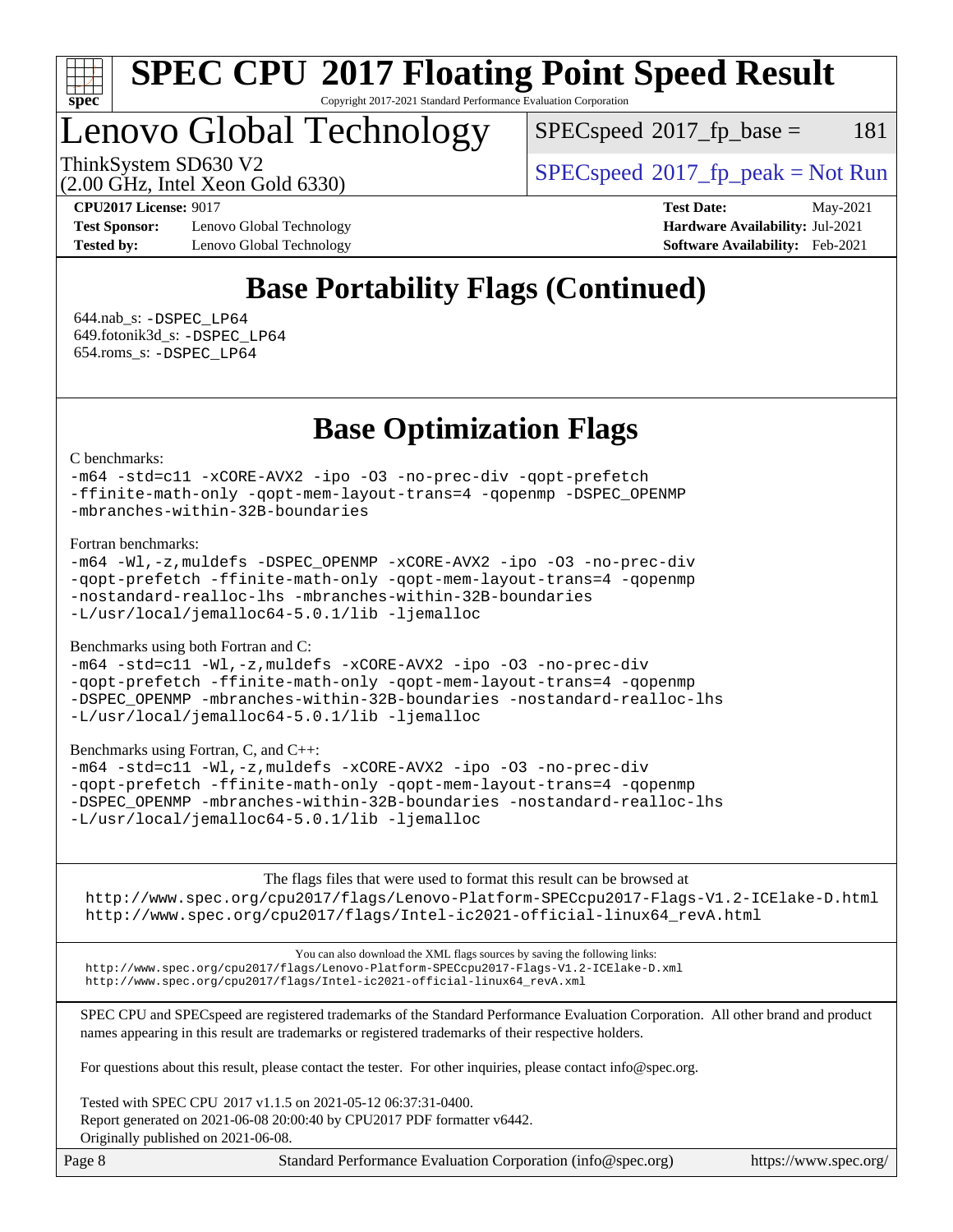## Base Portability Flags (Continued)

644.nab_s: -DSPEC_LP64
649.fotonik3d_s: -DSPEC_LP64
654.roms_s: -DSPEC_LP64

## Base Optimization Flags

C benchmarks:

```
-m64 -std=c11 -xCORE-AVX2 -ipo -O3 -no-prec-div -qopt-prefetch
-ffinite-math-only -qopt-mem-layout-trans=4 -qopenmp -DSPEC_OPENMP
-mbranches-within-32B-boundaries
```

Fortran benchmarks:

```
-m64 -Wl,-z,muldefs -DSPEC_OPENMP -xCORE-AVX2 -ipo -O3 -no-prec-div
-qopt-prefetch -ffinite-math-only -qopt-mem-layout-trans=4 -qopenmp
-nostandard-realloc-lhs -mbranches-within-32B-boundaries
-L/usr/local/jemalloc64-5.0.1/lib -ljemalloc
```

Benchmarks using both Fortran and C:

```
-m64 -std=c11 -Wl,-z,muldefs -xCORE-AVX2 -ipo -O3 -no-prec-div
-qopt-prefetch -ffinite-math-only -qopt-mem-layout-trans=4 -qopenmp
-DSPEC_OPENMP -mbranches-within-32B-boundaries -nostandard-realloc-lhs
-L/usr/local/jemalloc64-5.0.1/lib -ljemalloc
```

Benchmarks using Fortran, C, and C++:

```
-m64 -std=c11 -Wl,-z,muldefs -xCORE-AVX2 -ipo -O3 -no-prec-div
-qopt-prefetch -ffinite-math-only -qopt-mem-layout-trans=4 -qopenmp
-DSPEC_OPENMP -mbranches-within-32B-boundaries -nostandard-realloc-lhs
-L/usr/local/jemalloc64-5.0.1/lib -ljemalloc
```

The flags files that were used to format this result can be browsed at
http://www.spec.org/cpu2017/flags/Lenovo-Platform-SPECcpu2017-Flags-V1.2-ICElake-D.html
http://www.spec.org/cpu2017/flags/Intel-ic2021-official-linux64_revA.html

You can also download the XML flags sources by saving the following links:
http://www.spec.org/cpu2017/flags/Lenovo-Platform-SPECcpu2017-Flags-V1.2-ICElake-D.xml
http://www.spec.org/cpu2017/flags/Intel-ic2021-official-linux64_revA.xml

SPEC CPU and SPECspeed are registered trademarks of the Standard Performance Evaluation Corporation. All other brand and product names appearing in this result are trademarks or registered trademarks of their respective holders.

For questions about this result, please contact the tester. For other inquiries, please contact info@spec.org.

Tested with SPEC CPU 2017 v1.1.5 on 2021-05-12 06:37:31-0400.
Report generated on 2021-06-08 20:00:40 by CPU2017 PDF formatter v6442.
Originally published on 2021-06-08.